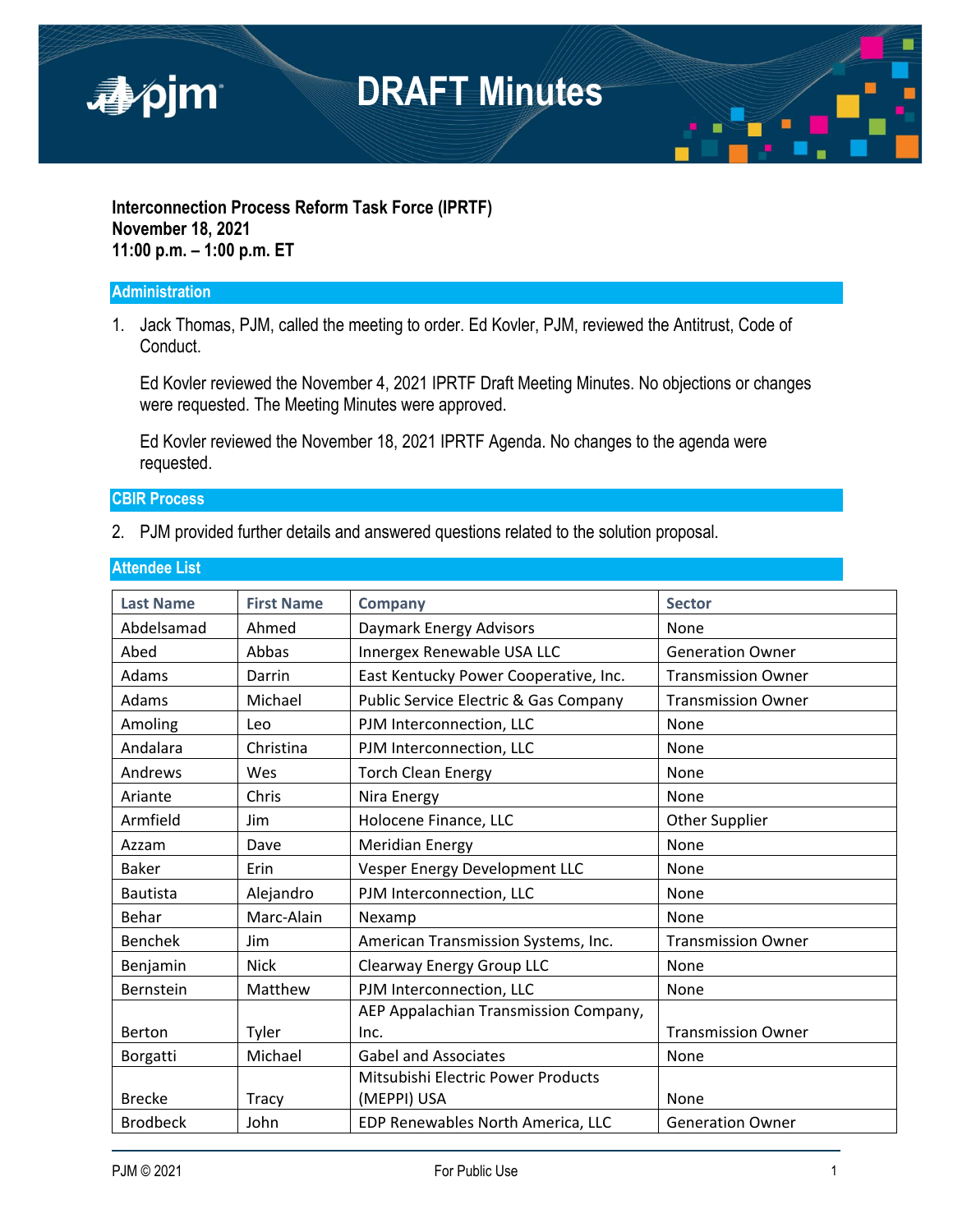# DRAFT Minutes

**Interconnection Process Reform Task Force (IPRTF)**
**November 18, 2021**
**11:00 p.m. – 1:00 p.m. ET**

## Administration

1. Jack Thomas, PJM, called the meeting to order. Ed Kovler, PJM, reviewed the Antitrust, Code of Conduct.

   Ed Kovler reviewed the November 4, 2021 IPRTF Draft Meeting Minutes. No objections or changes were requested. The Meeting Minutes were approved.

   Ed Kovler reviewed the November 18, 2021 IPRTF Agenda. No changes to the agenda were requested.

## CBIR Process

2. PJM provided further details and answered questions related to the solution proposal.

## Attendee List

| Last Name | First Name | Company | Sector |
|---|---|---|---|
| Abdelsamad | Ahmed | Daymark Energy Advisors | None |
| Abed | Abbas | Innergex Renewable USA LLC | Generation Owner |
| Adams | Darrin | East Kentucky Power Cooperative, Inc. | Transmission Owner |
| Adams | Michael | Public Service Electric & Gas Company | Transmission Owner |
| Amoling | Leo | PJM Interconnection, LLC | None |
| Andalara | Christina | PJM Interconnection, LLC | None |
| Andrews | Wes | Torch Clean Energy | None |
| Ariante | Chris | Nira Energy | None |
| Armfield | Jim | Holocene Finance, LLC | Other Supplier |
| Azzam | Dave | Meridian Energy | None |
| Baker | Erin | Vesper Energy Development LLC | None |
| Bautista | Alejandro | PJM Interconnection, LLC | None |
| Behar | Marc-Alain | Nexamp | None |
| Benchek | Jim | American Transmission Systems, Inc. | Transmission Owner |
| Benjamin | Nick | Clearway Energy Group LLC | None |
| Bernstein | Matthew | PJM Interconnection, LLC | None |
| Berton | Tyler | AEP Appalachian Transmission Company, Inc. | Transmission Owner |
| Borgatti | Michael | Gabel and Associates | None |
| Brecke | Tracy | Mitsubishi Electric Power Products (MEPPI) USA | None |
| Brodbeck | John | EDP Renewables North America, LLC | Generation Owner |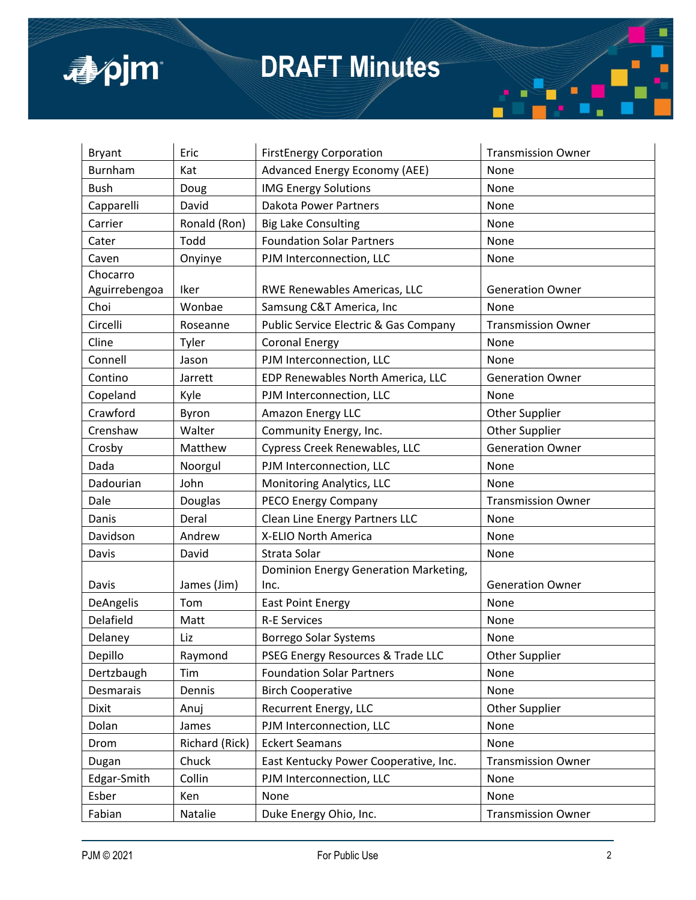| Bryant | Eric | FirstEnergy Corporation | Transmission Owner |
|---|---|---|---|
| Burnham | Kat | Advanced Energy Economy (AEE) | None |
| Bush | Doug | IMG Energy Solutions | None |
| Capparelli | David | Dakota Power Partners | None |
| Carrier | Ronald (Ron) | Big Lake Consulting | None |
| Cater | Todd | Foundation Solar Partners | None |
| Caven | Onyinye | PJM Interconnection, LLC | None |
| Chocarro Aguirrebengoa | Iker | RWE Renewables Americas, LLC | Generation Owner |
| Choi | Wonbae | Samsung C&T America, Inc | None |
| Circelli | Roseanne | Public Service Electric & Gas Company | Transmission Owner |
| Cline | Tyler | Coronal Energy | None |
| Connell | Jason | PJM Interconnection, LLC | None |
| Contino | Jarrett | EDP Renewables North America, LLC | Generation Owner |
| Copeland | Kyle | PJM Interconnection, LLC | None |
| Crawford | Byron | Amazon Energy LLC | Other Supplier |
| Crenshaw | Walter | Community Energy, Inc. | Other Supplier |
| Crosby | Matthew | Cypress Creek Renewables, LLC | Generation Owner |
| Dada | Noorgul | PJM Interconnection, LLC | None |
| Dadourian | John | Monitoring Analytics, LLC | None |
| Dale | Douglas | PECO Energy Company | Transmission Owner |
| Danis | Deral | Clean Line Energy Partners LLC | None |
| Davidson | Andrew | X-ELIO North America | None |
| Davis | David | Strata Solar | None |
| Davis | James (Jim) | Dominion Energy Generation Marketing, Inc. | Generation Owner |
| DeAngelis | Tom | East Point Energy | None |
| Delafield | Matt | R-E Services | None |
| Delaney | Liz | Borrego Solar Systems | None |
| Depillo | Raymond | PSEG Energy Resources & Trade LLC | Other Supplier |
| Dertzbaugh | Tim | Foundation Solar Partners | None |
| Desmarais | Dennis | Birch Cooperative | None |
| Dixit | Anuj | Recurrent Energy, LLC | Other Supplier |
| Dolan | James | PJM Interconnection, LLC | None |
| Drom | Richard (Rick) | Eckert Seamans | None |
| Dugan | Chuck | East Kentucky Power Cooperative, Inc. | Transmission Owner |
| Edgar-Smith | Collin | PJM Interconnection, LLC | None |
| Esber | Ken | None | None |
| Fabian | Natalie | Duke Energy Ohio, Inc. | Transmission Owner |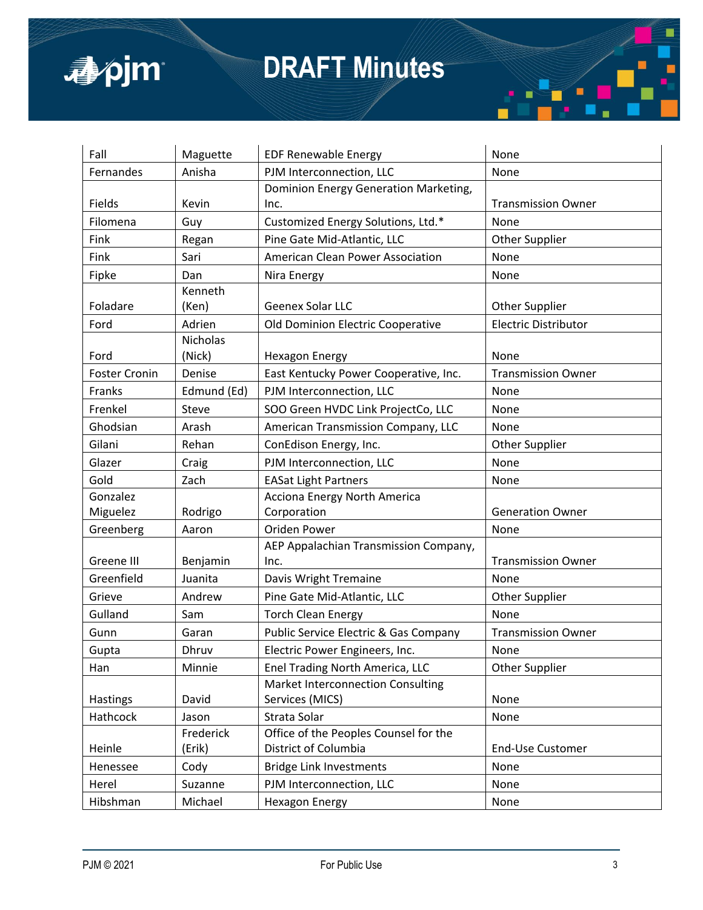| Fall | Maguette | EDF Renewable Energy | None |
|---|---|---|---|
| Fernandes | Anisha | PJM Interconnection, LLC | None |
| Fields | Kevin | Dominion Energy Generation Marketing, Inc. | Transmission Owner |
| Filomena | Guy | Customized Energy Solutions, Ltd.* | None |
| Fink | Regan | Pine Gate Mid-Atlantic, LLC | Other Supplier |
| Fink | Sari | American Clean Power Association | None |
| Fipke | Dan | Nira Energy | None |
| Foladare | Kenneth (Ken) | Geenex Solar LLC | Other Supplier |
| Ford | Adrien | Old Dominion Electric Cooperative | Electric Distributor |
| Ford | Nicholas (Nick) | Hexagon Energy | None |
| Foster Cronin | Denise | East Kentucky Power Cooperative, Inc. | Transmission Owner |
| Franks | Edmund (Ed) | PJM Interconnection, LLC | None |
| Frenkel | Steve | SOO Green HVDC Link ProjectCo, LLC | None |
| Ghodsian | Arash | American Transmission Company, LLC | None |
| Gilani | Rehan | ConEdison Energy, Inc. | Other Supplier |
| Glazer | Craig | PJM Interconnection, LLC | None |
| Gold | Zach | EASat Light Partners | None |
| Gonzalez Miguelez | Rodrigo | Acciona Energy North America Corporation | Generation Owner |
| Greenberg | Aaron | Oriden Power | None |
| Greene III | Benjamin | AEP Appalachian Transmission Company, Inc. | Transmission Owner |
| Greenfield | Juanita | Davis Wright Tremaine | None |
| Grieve | Andrew | Pine Gate Mid-Atlantic, LLC | Other Supplier |
| Gulland | Sam | Torch Clean Energy | None |
| Gunn | Garan | Public Service Electric & Gas Company | Transmission Owner |
| Gupta | Dhruv | Electric Power Engineers, Inc. | None |
| Han | Minnie | Enel Trading North America, LLC | Other Supplier |
| Hastings | David | Market Interconnection Consulting Services (MICS) | None |
| Hathcock | Jason | Strata Solar | None |
| Heinle | Frederick (Erik) | Office of the Peoples Counsel for the District of Columbia | End-Use Customer |
| Henessee | Cody | Bridge Link Investments | None |
| Herel | Suzanne | PJM Interconnection, LLC | None |
| Hibshman | Michael | Hexagon Energy | None |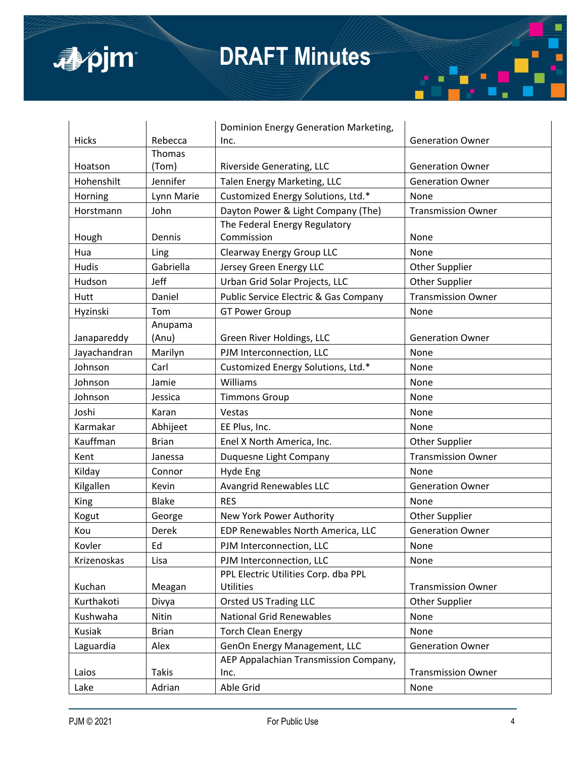| | | | |
|---|---|---|---|
| Hicks | Rebecca | Dominion Energy Generation Marketing, Inc. | Generation Owner |
| Hoatson | Thomas (Tom) | Riverside Generating, LLC | Generation Owner |
| Hohenshilt | Jennifer | Talen Energy Marketing, LLC | Generation Owner |
| Horning | Lynn Marie | Customized Energy Solutions, Ltd.* | None |
| Horstmann | John | Dayton Power & Light Company (The) | Transmission Owner |
| Hough | Dennis | The Federal Energy Regulatory Commission | None |
| Hua | Ling | Clearway Energy Group LLC | None |
| Hudis | Gabriella | Jersey Green Energy LLC | Other Supplier |
| Hudson | Jeff | Urban Grid Solar Projects, LLC | Other Supplier |
| Hutt | Daniel | Public Service Electric & Gas Company | Transmission Owner |
| Hyzinski | Tom | GT Power Group | None |
| Janapareddy | Anupama (Anu) | Green River Holdings, LLC | Generation Owner |
| Jayachandran | Marilyn | PJM Interconnection, LLC | None |
| Johnson | Carl | Customized Energy Solutions, Ltd.* | None |
| Johnson | Jamie | Williams | None |
| Johnson | Jessica | Timmons Group | None |
| Joshi | Karan | Vestas | None |
| Karmakar | Abhijeet | EE Plus, Inc. | None |
| Kauffman | Brian | Enel X North America, Inc. | Other Supplier |
| Kent | Janessa | Duquesne Light Company | Transmission Owner |
| Kilday | Connor | Hyde Eng | None |
| Kilgallen | Kevin | Avangrid Renewables LLC | Generation Owner |
| King | Blake | RES | None |
| Kogut | George | New York Power Authority | Other Supplier |
| Kou | Derek | EDP Renewables North America, LLC | Generation Owner |
| Kovler | Ed | PJM Interconnection, LLC | None |
| Krizenoskas | Lisa | PJM Interconnection, LLC | None |
| Kuchan | Meagan | PPL Electric Utilities Corp. dba PPL Utilities | Transmission Owner |
| Kurthakoti | Divya | Orsted US Trading LLC | Other Supplier |
| Kushwaha | Nitin | National Grid Renewables | None |
| Kusiak | Brian | Torch Clean Energy | None |
| Laguardia | Alex | GenOn Energy Management, LLC | Generation Owner |
| Laios | Takis | AEP Appalachian Transmission Company, Inc. | Transmission Owner |
| Lake | Adrian | Able Grid | None |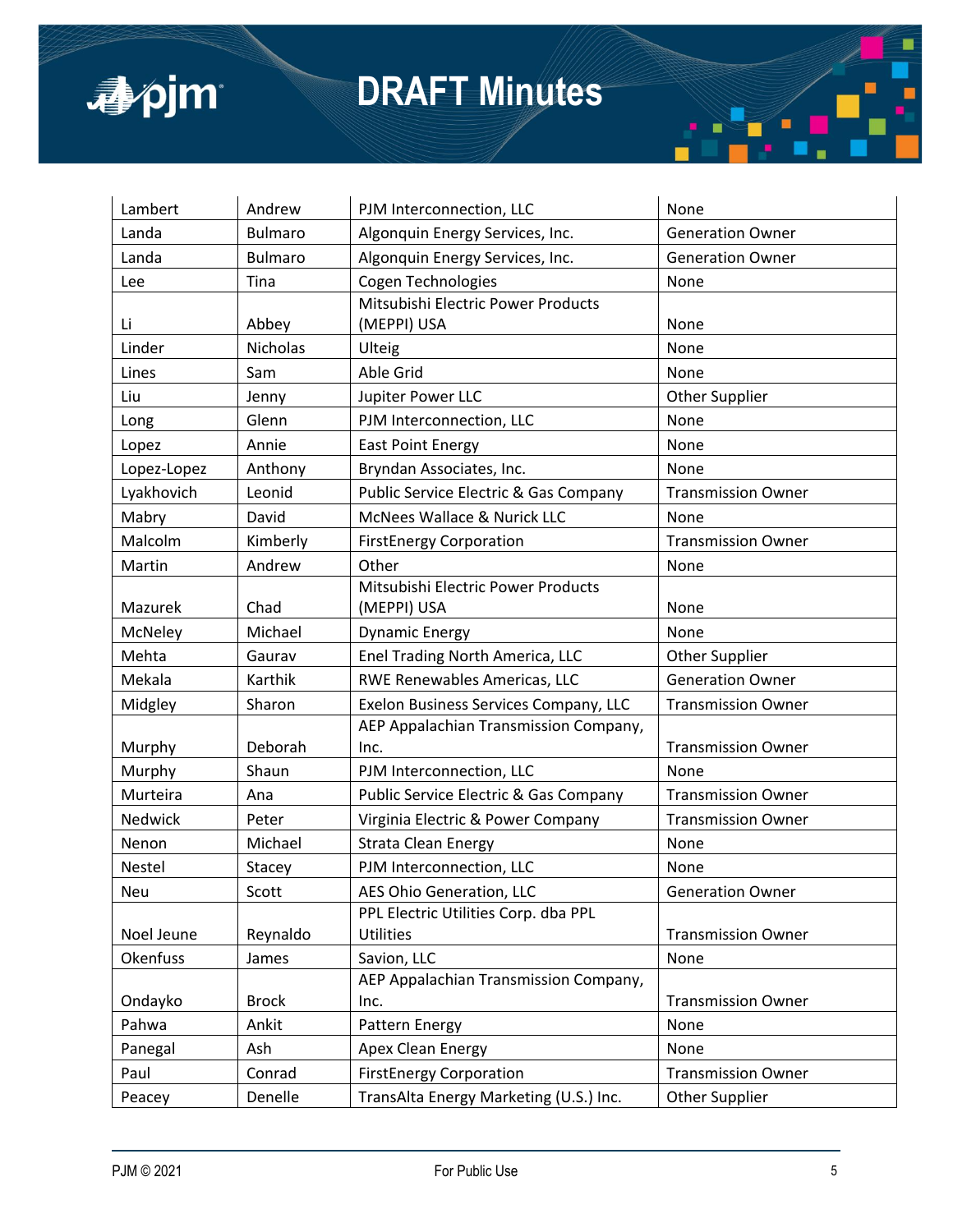| Lambert | Andrew | PJM Interconnection, LLC | None |
|---|---|---|---|
| Landa | Bulmaro | Algonquin Energy Services, Inc. | Generation Owner |
| Landa | Bulmaro | Algonquin Energy Services, Inc. | Generation Owner |
| Lee | Tina | Cogen Technologies | None |
| Li | Abbey | Mitsubishi Electric Power Products (MEPPI) USA | None |
| Linder | Nicholas | Ulteig | None |
| Lines | Sam | Able Grid | None |
| Liu | Jenny | Jupiter Power LLC | Other Supplier |
| Long | Glenn | PJM Interconnection, LLC | None |
| Lopez | Annie | East Point Energy | None |
| Lopez-Lopez | Anthony | Bryndan Associates, Inc. | None |
| Lyakhovich | Leonid | Public Service Electric & Gas Company | Transmission Owner |
| Mabry | David | McNees Wallace & Nurick LLC | None |
| Malcolm | Kimberly | FirstEnergy Corporation | Transmission Owner |
| Martin | Andrew | Other | None |
| Mazurek | Chad | Mitsubishi Electric Power Products (MEPPI) USA | None |
| McNeley | Michael | Dynamic Energy | None |
| Mehta | Gaurav | Enel Trading North America, LLC | Other Supplier |
| Mekala | Karthik | RWE Renewables Americas, LLC | Generation Owner |
| Midgley | Sharon | Exelon Business Services Company, LLC | Transmission Owner |
| Murphy | Deborah | AEP Appalachian Transmission Company, Inc. | Transmission Owner |
| Murphy | Shaun | PJM Interconnection, LLC | None |
| Murteira | Ana | Public Service Electric & Gas Company | Transmission Owner |
| Nedwick | Peter | Virginia Electric & Power Company | Transmission Owner |
| Nenon | Michael | Strata Clean Energy | None |
| Nestel | Stacey | PJM Interconnection, LLC | None |
| Neu | Scott | AES Ohio Generation, LLC | Generation Owner |
| Noel Jeune | Reynaldo | PPL Electric Utilities Corp. dba PPL Utilities | Transmission Owner |
| Okenfuss | James | Savion, LLC | None |
| Ondayko | Brock | AEP Appalachian Transmission Company, Inc. | Transmission Owner |
| Pahwa | Ankit | Pattern Energy | None |
| Panegal | Ash | Apex Clean Energy | None |
| Paul | Conrad | FirstEnergy Corporation | Transmission Owner |
| Peacey | Denelle | TransAlta Energy Marketing (U.S.) Inc. | Other Supplier |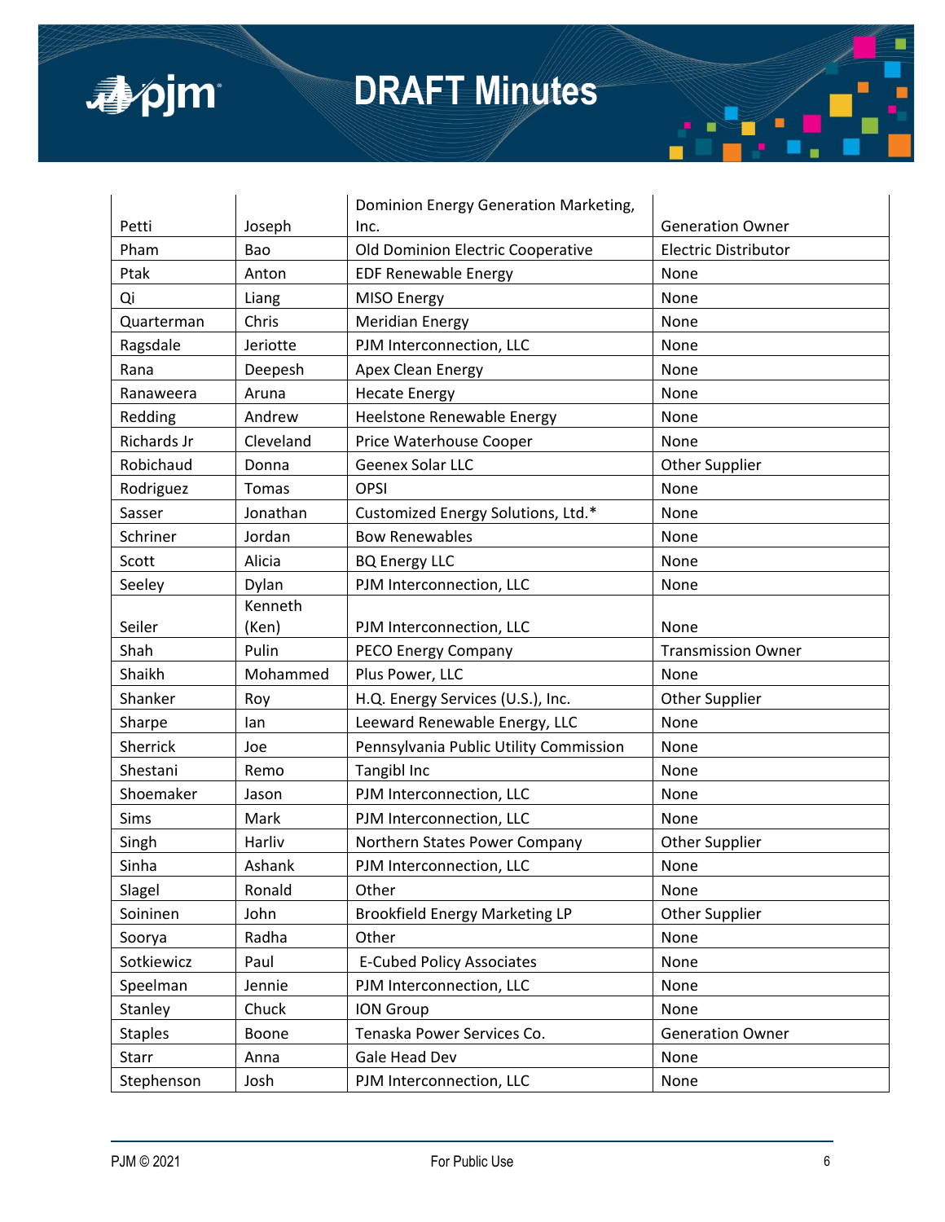| Petti | Joseph | Dominion Energy Generation Marketing, Inc. | Generation Owner |
|---|---|---|---|
| Pham | Bao | Old Dominion Electric Cooperative | Electric Distributor |
| Ptak | Anton | EDF Renewable Energy | None |
| Qi | Liang | MISO Energy | None |
| Quarterman | Chris | Meridian Energy | None |
| Ragsdale | Jeriotte | PJM Interconnection, LLC | None |
| Rana | Deepesh | Apex Clean Energy | None |
| Ranaweera | Aruna | Hecate Energy | None |
| Redding | Andrew | Heelstone Renewable Energy | None |
| Richards Jr | Cleveland | Price Waterhouse Cooper | None |
| Robichaud | Donna | Geenex Solar LLC | Other Supplier |
| Rodriguez | Tomas | OPSI | None |
| Sasser | Jonathan | Customized Energy Solutions, Ltd.* | None |
| Schriner | Jordan | Bow Renewables | None |
| Scott | Alicia | BQ Energy LLC | None |
| Seeley | Dylan | PJM Interconnection, LLC | None |
| Seiler | Kenneth (Ken) | PJM Interconnection, LLC | None |
| Shah | Pulin | PECO Energy Company | Transmission Owner |
| Shaikh | Mohammed | Plus Power, LLC | None |
| Shanker | Roy | H.Q. Energy Services (U.S.), Inc. | Other Supplier |
| Sharpe | Ian | Leeward Renewable Energy, LLC | None |
| Sherrick | Joe | Pennsylvania Public Utility Commission | None |
| Shestani | Remo | Tangibl Inc | None |
| Shoemaker | Jason | PJM Interconnection, LLC | None |
| Sims | Mark | PJM Interconnection, LLC | None |
| Singh | Harliv | Northern States Power Company | Other Supplier |
| Sinha | Ashank | PJM Interconnection, LLC | None |
| Slagel | Ronald | Other | None |
| Soininen | John | Brookfield Energy Marketing LP | Other Supplier |
| Soorya | Radha | Other | None |
| Sotkiewicz | Paul | E-Cubed Policy Associates | None |
| Speelman | Jennie | PJM Interconnection, LLC | None |
| Stanley | Chuck | ION Group | None |
| Staples | Boone | Tenaska Power Services Co. | Generation Owner |
| Starr | Anna | Gale Head Dev | None |
| Stephenson | Josh | PJM Interconnection, LLC | None |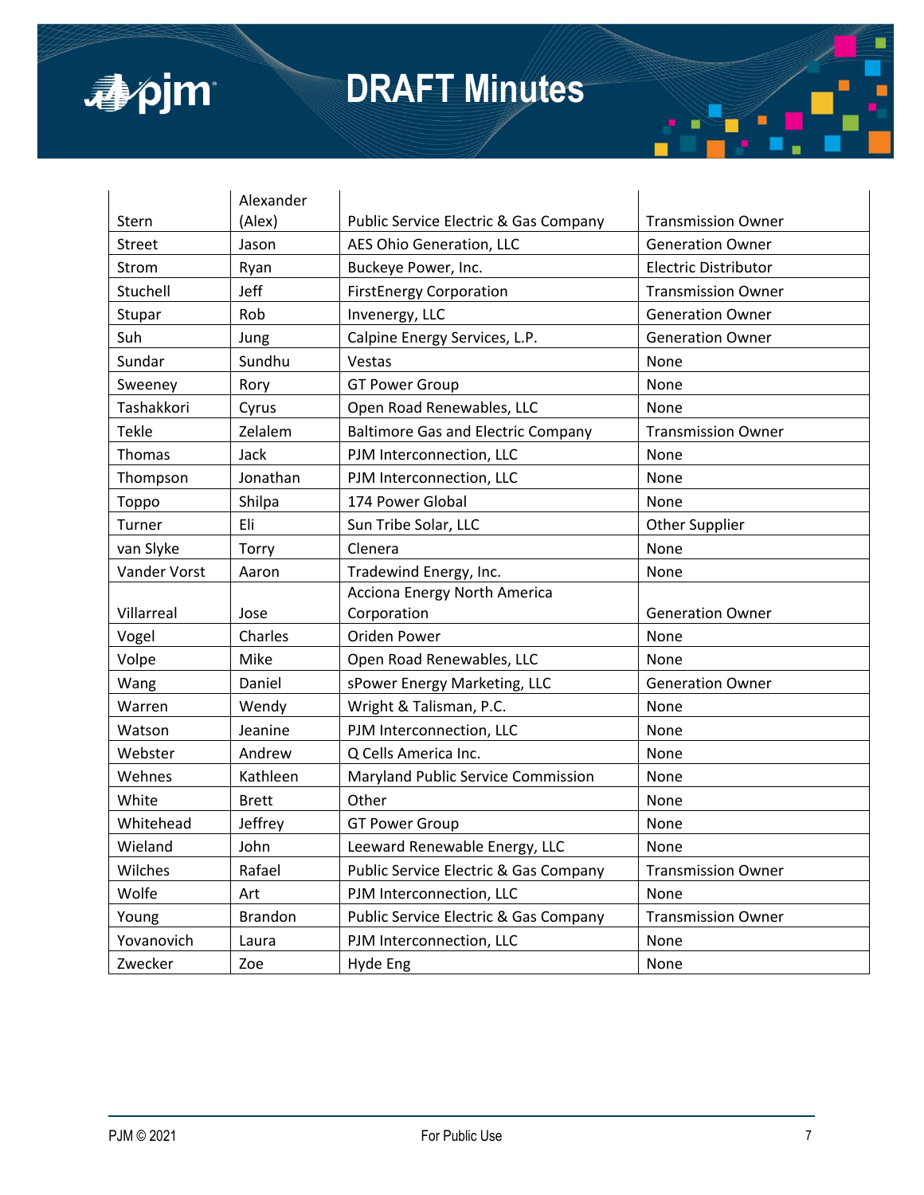| | | | |
|---|---|---|---|
| Stern | Alexander (Alex) | Public Service Electric & Gas Company | Transmission Owner |
| Street | Jason | AES Ohio Generation, LLC | Generation Owner |
| Strom | Ryan | Buckeye Power, Inc. | Electric Distributor |
| Stuchell | Jeff | FirstEnergy Corporation | Transmission Owner |
| Stupar | Rob | Invenergy, LLC | Generation Owner |
| Suh | Jung | Calpine Energy Services, L.P. | Generation Owner |
| Sundar | Sundhu | Vestas | None |
| Sweeney | Rory | GT Power Group | None |
| Tashakkori | Cyrus | Open Road Renewables, LLC | None |
| Tekle | Zelalem | Baltimore Gas and Electric Company | Transmission Owner |
| Thomas | Jack | PJM Interconnection, LLC | None |
| Thompson | Jonathan | PJM Interconnection, LLC | None |
| Toppo | Shilpa | 174 Power Global | None |
| Turner | Eli | Sun Tribe Solar, LLC | Other Supplier |
| van Slyke | Torry | Clenera | None |
| Vander Vorst | Aaron | Tradewind Energy, Inc. | None |
| Villarreal | Jose | Acciona Energy North America Corporation | Generation Owner |
| Vogel | Charles | Oriden Power | None |
| Volpe | Mike | Open Road Renewables, LLC | None |
| Wang | Daniel | sPower Energy Marketing, LLC | Generation Owner |
| Warren | Wendy | Wright & Talisman, P.C. | None |
| Watson | Jeanine | PJM Interconnection, LLC | None |
| Webster | Andrew | Q Cells America Inc. | None |
| Wehnes | Kathleen | Maryland Public Service Commission | None |
| White | Brett | Other | None |
| Whitehead | Jeffrey | GT Power Group | None |
| Wieland | John | Leeward Renewable Energy, LLC | None |
| Wilches | Rafael | Public Service Electric & Gas Company | Transmission Owner |
| Wolfe | Art | PJM Interconnection, LLC | None |
| Young | Brandon | Public Service Electric & Gas Company | Transmission Owner |
| Yovanovich | Laura | PJM Interconnection, LLC | None |
| Zwecker | Zoe | Hyde Eng | None |